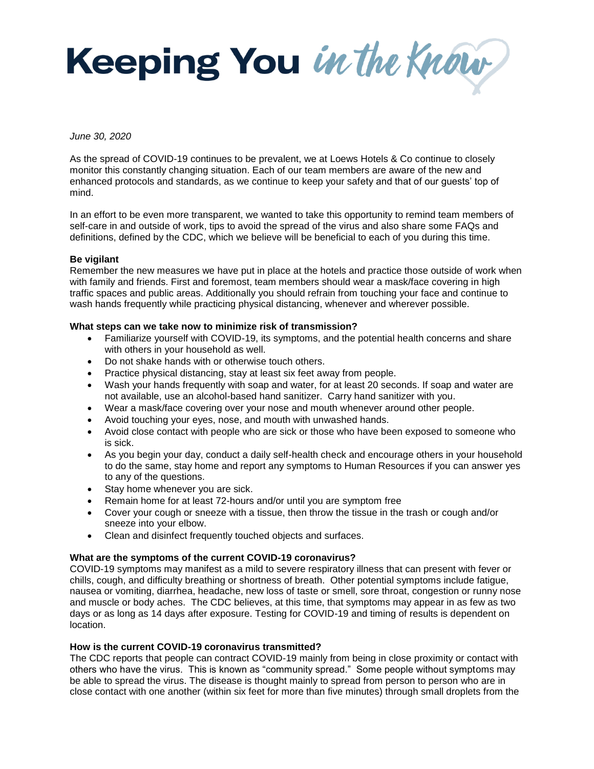# Keeping You *in the Know*

*June 30, 2020*

As the spread of COVID-19 continues to be prevalent, we at Loews Hotels & Co continue to closely monitor this constantly changing situation. Each of our team members are aware of the new and enhanced protocols and standards, as we continue to keep your safety and that of our guests' top of mind.

In an effort to be even more transparent, we wanted to take this opportunity to remind team members of self-care in and outside of work, tips to avoid the spread of the virus and also share some FAQs and definitions, defined by the CDC, which we believe will be beneficial to each of you during this time.

**Be vigilant**

Remember the new measures we have put in place at the hotels and practice those outside of work when with family and friends. First and foremost, team members should wear a mask/face covering in high traffic spaces and public areas. Additionally you should refrain from touching your face and continue to wash hands frequently while practicing physical distancing, whenever and wherever possible.

**What steps can we take now to minimize risk of transmission?**

- Familiarize yourself with COVID-19, its symptoms, and the potential health concerns and share with others in your household as well.
- Do not shake hands with or otherwise touch others.
- Practice physical distancing, stay at least six feet away from people.
- Wash your hands frequently with soap and water, for at least 20 seconds. If soap and water are not available, use an alcohol-based hand sanitizer. Carry hand sanitizer with you.
- Wear a mask/face covering over your nose and mouth whenever around other people.
- Avoid touching your eyes, nose, and mouth with unwashed hands.
- Avoid close contact with people who are sick or those who have been exposed to someone who is sick.
- As you begin your day, conduct a daily self-health check and encourage others in your household to do the same, stay home and report any symptoms to Human Resources if you can answer yes to any of the questions.
- Stay home whenever you are sick.
- Remain home for at least 72-hours and/or until you are symptom free
- Cover your cough or sneeze with a tissue, then throw the tissue in the trash or cough and/or sneeze into your elbow.
- Clean and disinfect frequently touched objects and surfaces.

**What are the symptoms of the current COVID-19 coronavirus?**

COVID-19 symptoms may manifest as a mild to severe respiratory illness that can present with fever or chills, cough, and difficulty breathing or shortness of breath. Other potential symptoms include fatigue, nausea or vomiting, diarrhea, headache, new loss of taste or smell, sore throat, congestion or runny nose and muscle or body aches. The CDC believes, at this time, that symptoms may appear in as few as two days or as long as 14 days after exposure. Testing for COVID-19 and timing of results is dependent on location.

**How is the current COVID-19 coronavirus transmitted?**

The CDC reports that people can contract COVID-19 mainly from being in close proximity or contact with others who have the virus. This is known as "community spread." Some people without symptoms may be able to spread the virus. The disease is thought mainly to spread from person to person who are in close contact with one another (within six feet for more than five minutes) through small droplets from the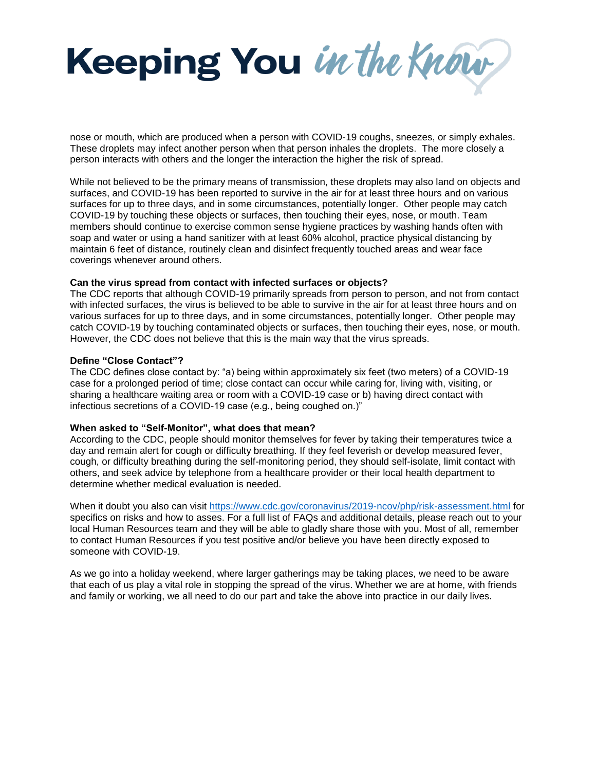nose or mouth, which are produced when a person with COVID-19 coughs, sneezes, or simply exhales. These droplets may infect another person when that person inhales the droplets. The more closely a person interacts with others and the longer the interaction the higher the risk of spread.

While not believed to be the primary means of transmission, these droplets may also land on objects and surfaces, and COVID-19 has been reported to survive in the air for at least three hours and on various surfaces for up to three days, and in some circumstances, potentially longer. Other people may catch COVID-19 by touching these objects or surfaces, then touching their eyes, nose, or mouth. Team members should continue to exercise common sense hygiene practices by washing hands often with soap and water or using a hand sanitizer with at least 60% alcohol, practice physical distancing by maintain 6 feet of distance, routinely clean and disinfect frequently touched areas and wear face coverings whenever around others.

**Can the virus spread from contact with infected surfaces or objects?**

The CDC reports that although COVID-19 primarily spreads from person to person, and not from contact with infected surfaces, the virus is believed to be able to survive in the air for at least three hours and on various surfaces for up to three days, and in some circumstances, potentially longer. Other people may catch COVID-19 by touching contaminated objects or surfaces, then touching their eyes, nose, or mouth. However, the CDC does not believe that this is the main way that the virus spreads.

**Define "Close Contact"?**

The CDC defines close contact by: "a) being within approximately six feet (two meters) of a COVID-19 case for a prolonged period of time; close contact can occur while caring for, living with, visiting, or sharing a healthcare waiting area or room with a COVID-19 case or b) having direct contact with infectious secretions of a COVID-19 case (e.g., being coughed on.)"

**When asked to "Self-Monitor", what does that mean?**

According to the CDC, people should monitor themselves for fever by taking their temperatures twice a day and remain alert for cough or difficulty breathing. If they feel feverish or develop measured fever, cough, or difficulty breathing during the self-monitoring period, they should self-isolate, limit contact with others, and seek advice by telephone from a healthcare provider or their local health department to determine whether medical evaluation is needed.

When it doubt you also can visit https://www.cdc.gov/coronavirus/2019-ncov/php/risk-assessment.html for specifics on risks and how to asses. For a full list of FAQs and additional details, please reach out to your local Human Resources team and they will be able to gladly share those with you. Most of all, remember to contact Human Resources if you test positive and/or believe you have been directly exposed to someone with COVID-19.

As we go into a holiday weekend, where larger gatherings may be taking places, we need to be aware that each of us play a vital role in stopping the spread of the virus. Whether we are at home, with friends and family or working, we all need to do our part and take the above into practice in our daily lives.